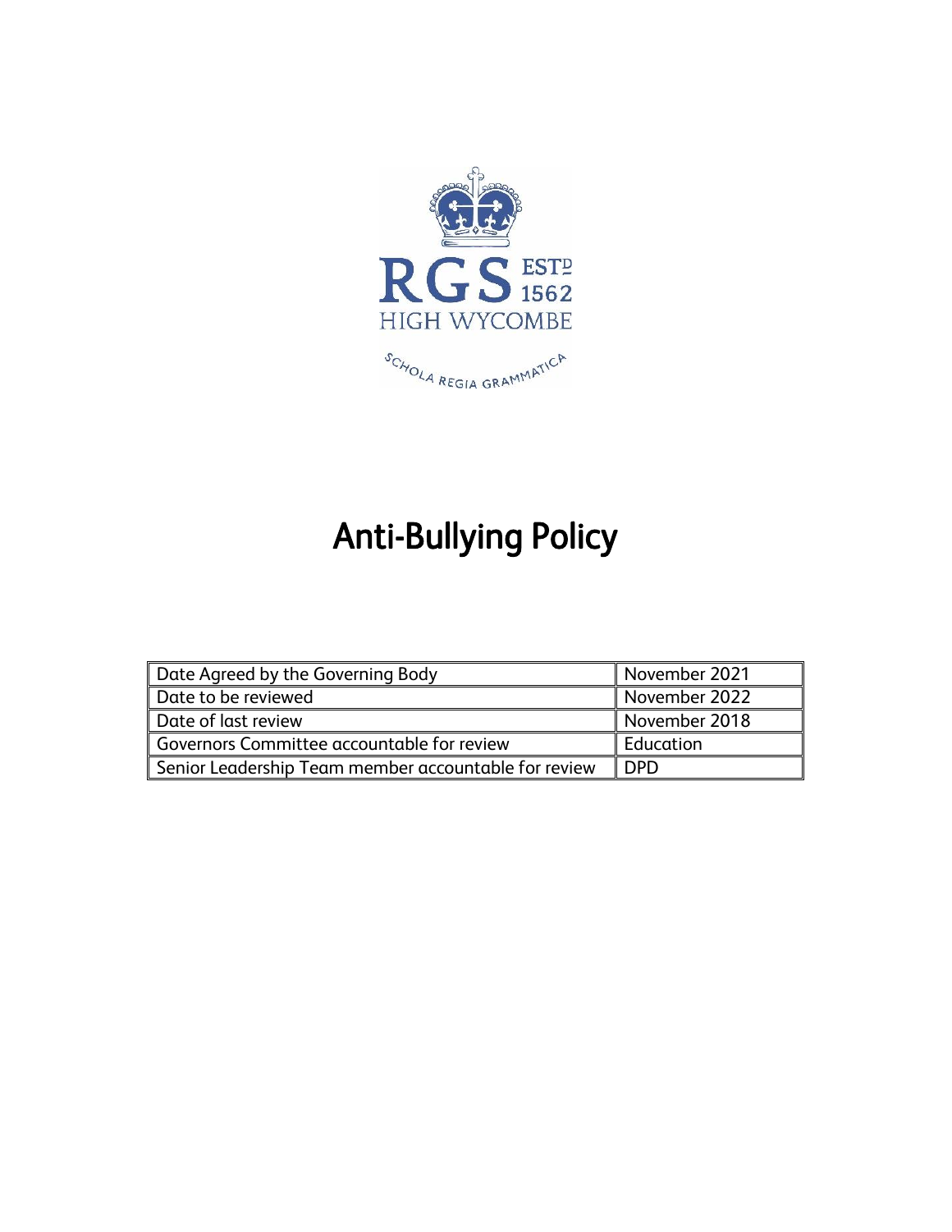RGS ESTD 1562
HIGH WYCOMBE

SCHOLA REGIA GRAMMATICA

# Anti-Bullying Policy

| Date Agreed by the Governing Body | November 2021 |
|---|---|
| Date to be reviewed | November 2022 |
| Date of last review | November 2018 |
| Governors Committee accountable for review | Education |
| Senior Leadership Team member accountable for review | DPD |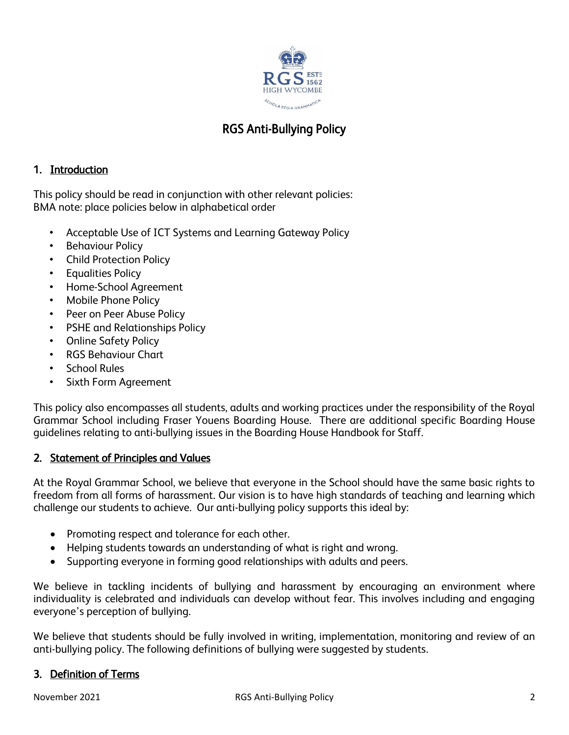# RGS Anti-Bullying Policy

## 1. Introduction

This policy should be read in conjunction with other relevant policies:
BMA note: place policies below in alphabetical order

- Acceptable Use of ICT Systems and Learning Gateway Policy
- Behaviour Policy
- Child Protection Policy
- Equalities Policy
- Home-School Agreement
- Mobile Phone Policy
- Peer on Peer Abuse Policy
- PSHE and Relationships Policy
- Online Safety Policy
- RGS Behaviour Chart
- School Rules
- Sixth Form Agreement

This policy also encompasses all students, adults and working practices under the responsibility of the Royal Grammar School including Fraser Youens Boarding House. There are additional specific Boarding House guidelines relating to anti-bullying issues in the Boarding House Handbook for Staff.

## 2. Statement of Principles and Values

At the Royal Grammar School, we believe that everyone in the School should have the same basic rights to freedom from all forms of harassment. Our vision is to have high standards of teaching and learning which challenge our students to achieve. Our anti-bullying policy supports this ideal by:

- Promoting respect and tolerance for each other.
- Helping students towards an understanding of what is right and wrong.
- Supporting everyone in forming good relationships with adults and peers.

We believe in tackling incidents of bullying and harassment by encouraging an environment where individuality is celebrated and individuals can develop without fear. This involves including and engaging everyone's perception of bullying.

We believe that students should be fully involved in writing, implementation, monitoring and review of an anti-bullying policy. The following definitions of bullying were suggested by students.

## 3. Definition of Terms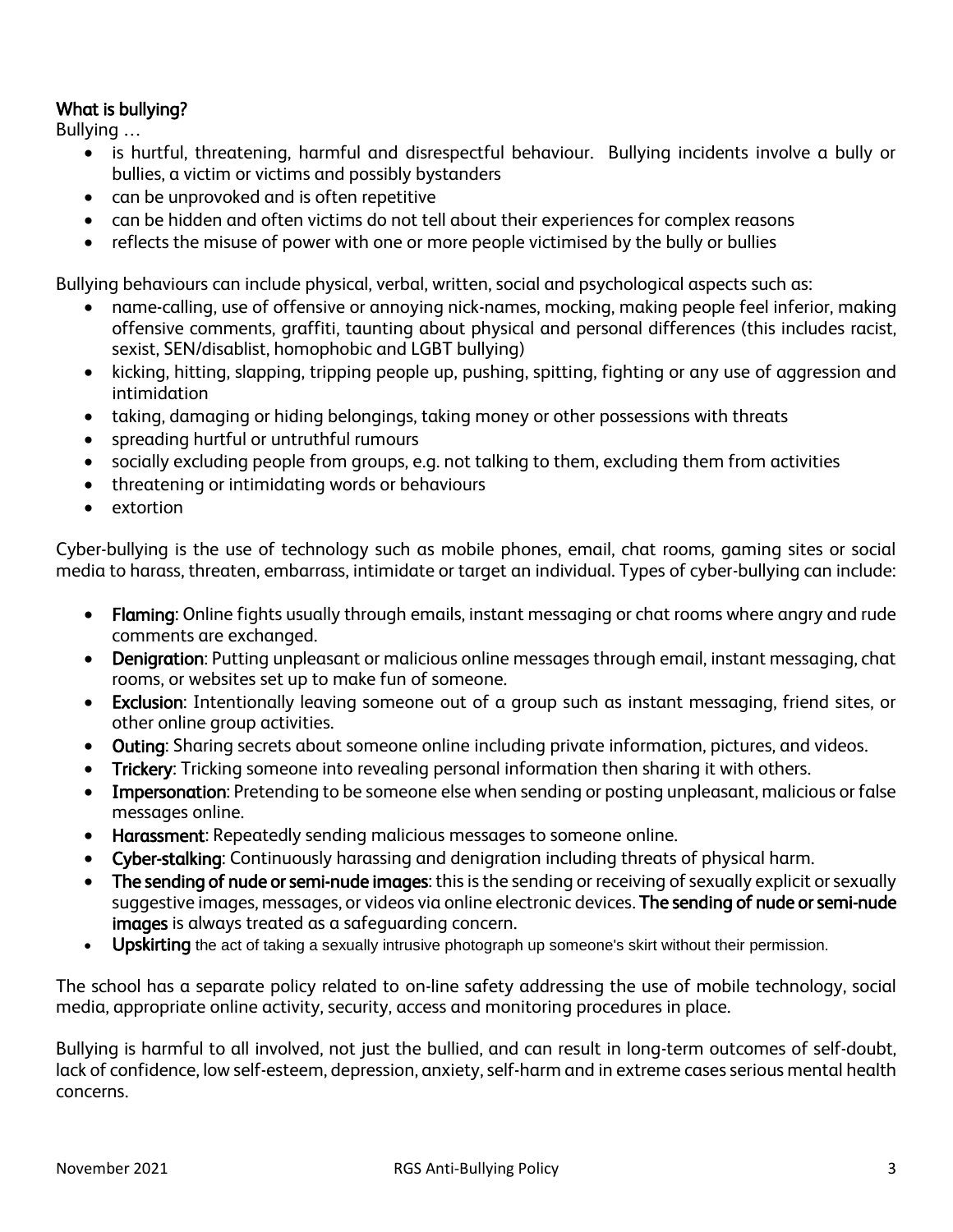**What is bullying?**

Bullying …

- is hurtful, threatening, harmful and disrespectful behaviour. Bullying incidents involve a bully or bullies, a victim or victims and possibly bystanders
- can be unprovoked and is often repetitive
- can be hidden and often victims do not tell about their experiences for complex reasons
- reflects the misuse of power with one or more people victimised by the bully or bullies

Bullying behaviours can include physical, verbal, written, social and psychological aspects such as:

- name-calling, use of offensive or annoying nick-names, mocking, making people feel inferior, making offensive comments, graffiti, taunting about physical and personal differences (this includes racist, sexist, SEN/disablist, homophobic and LGBT bullying)
- kicking, hitting, slapping, tripping people up, pushing, spitting, fighting or any use of aggression and intimidation
- taking, damaging or hiding belongings, taking money or other possessions with threats
- spreading hurtful or untruthful rumours
- socially excluding people from groups, e.g. not talking to them, excluding them from activities
- threatening or intimidating words or behaviours
- extortion

Cyber-bullying is the use of technology such as mobile phones, email, chat rooms, gaming sites or social media to harass, threaten, embarrass, intimidate or target an individual. Types of cyber-bullying can include:

- **Flaming**: Online fights usually through emails, instant messaging or chat rooms where angry and rude comments are exchanged.
- **Denigration**: Putting unpleasant or malicious online messages through email, instant messaging, chat rooms, or websites set up to make fun of someone.
- **Exclusion**: Intentionally leaving someone out of a group such as instant messaging, friend sites, or other online group activities.
- **Outing**: Sharing secrets about someone online including private information, pictures, and videos.
- **Trickery**: Tricking someone into revealing personal information then sharing it with others.
- **Impersonation**: Pretending to be someone else when sending or posting unpleasant, malicious or false messages online.
- **Harassment**: Repeatedly sending malicious messages to someone online.
- **Cyber-stalking**: Continuously harassing and denigration including threats of physical harm.
- **The sending of nude or semi-nude images**: this is the sending or receiving of sexually explicit or sexually suggestive images, messages, or videos via online electronic devices. **The sending of nude or semi-nude images** is always treated as a safeguarding concern.
- **Upskirting** the act of taking a sexually intrusive photograph up someone's skirt without their permission.

The school has a separate policy related to on-line safety addressing the use of mobile technology, social media, appropriate online activity, security, access and monitoring procedures in place.

Bullying is harmful to all involved, not just the bullied, and can result in long-term outcomes of self-doubt, lack of confidence, low self-esteem, depression, anxiety, self-harm and in extreme cases serious mental health concerns.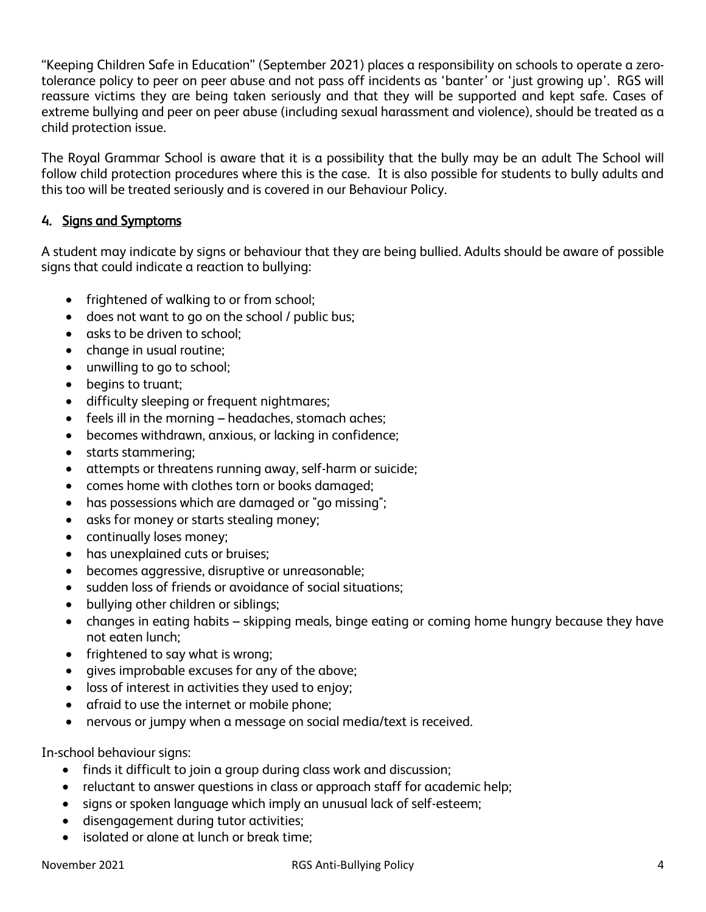"Keeping Children Safe in Education" (September 2021) places a responsibility on schools to operate a zero-tolerance policy to peer on peer abuse and not pass off incidents as 'banter' or 'just growing up'. RGS will reassure victims they are being taken seriously and that they will be supported and kept safe. Cases of extreme bullying and peer on peer abuse (including sexual harassment and violence), should be treated as a child protection issue.

The Royal Grammar School is aware that it is a possibility that the bully may be an adult The School will follow child protection procedures where this is the case. It is also possible for students to bully adults and this too will be treated seriously and is covered in our Behaviour Policy.

## 4. Signs and Symptoms

A student may indicate by signs or behaviour that they are being bullied. Adults should be aware of possible signs that could indicate a reaction to bullying:

- frightened of walking to or from school;
- does not want to go on the school / public bus;
- asks to be driven to school;
- change in usual routine;
- unwilling to go to school;
- begins to truant;
- difficulty sleeping or frequent nightmares;
- feels ill in the morning – headaches, stomach aches;
- becomes withdrawn, anxious, or lacking in confidence;
- starts stammering;
- attempts or threatens running away, self-harm or suicide;
- comes home with clothes torn or books damaged;
- has possessions which are damaged or "go missing";
- asks for money or starts stealing money;
- continually loses money;
- has unexplained cuts or bruises;
- becomes aggressive, disruptive or unreasonable;
- sudden loss of friends or avoidance of social situations;
- bullying other children or siblings;
- changes in eating habits – skipping meals, binge eating or coming home hungry because they have not eaten lunch;
- frightened to say what is wrong;
- gives improbable excuses for any of the above;
- loss of interest in activities they used to enjoy;
- afraid to use the internet or mobile phone;
- nervous or jumpy when a message on social media/text is received.

In-school behaviour signs:

- finds it difficult to join a group during class work and discussion;
- reluctant to answer questions in class or approach staff for academic help;
- signs or spoken language which imply an unusual lack of self-esteem;
- disengagement during tutor activities;
- isolated or alone at lunch or break time;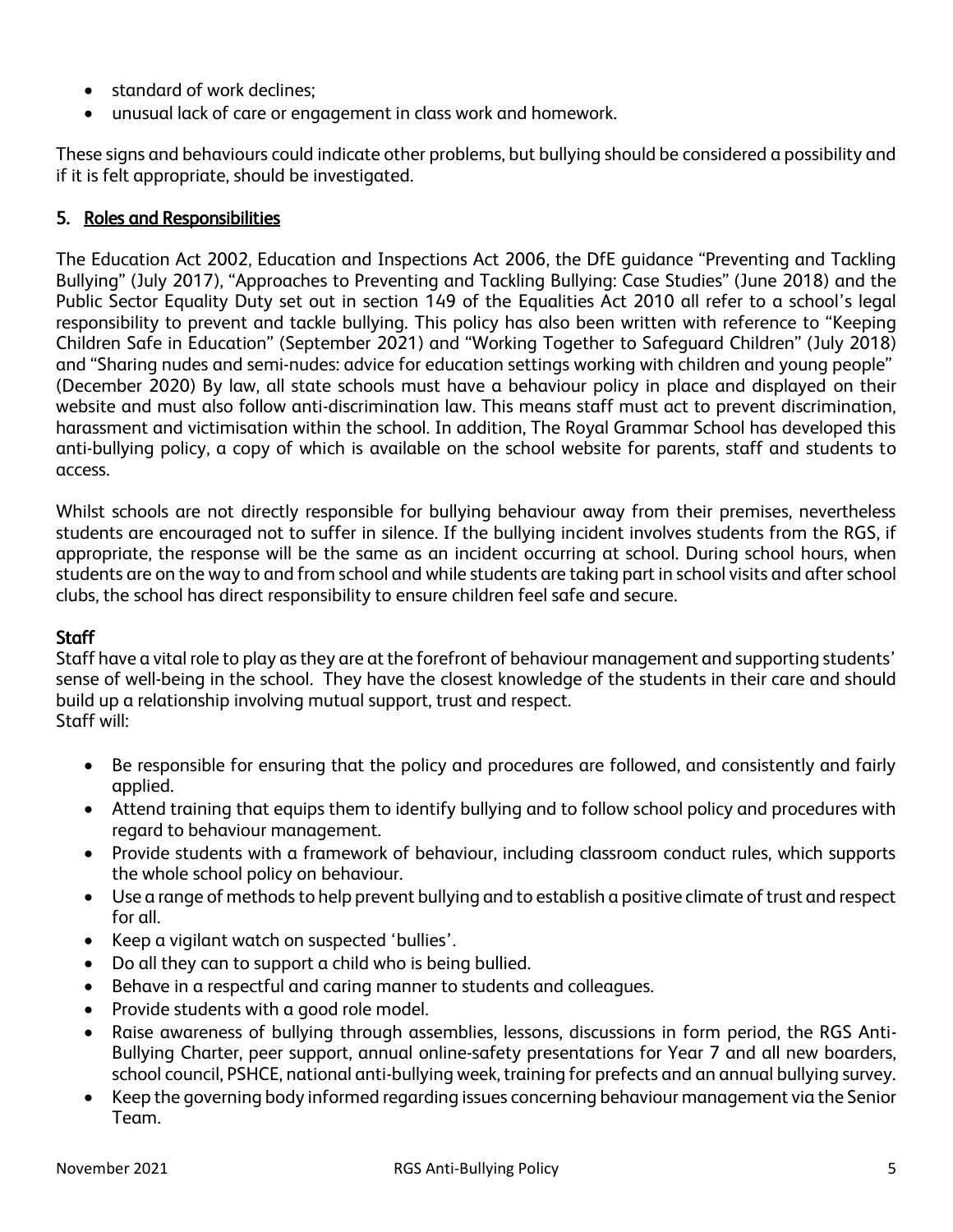- standard of work declines;
- unusual lack of care or engagement in class work and homework.

These signs and behaviours could indicate other problems, but bullying should be considered a possibility and if it is felt appropriate, should be investigated.

## 5. Roles and Responsibilities

The Education Act 2002, Education and Inspections Act 2006, the DfE guidance "Preventing and Tackling Bullying" (July 2017), "Approaches to Preventing and Tackling Bullying: Case Studies" (June 2018) and the Public Sector Equality Duty set out in section 149 of the Equalities Act 2010 all refer to a school's legal responsibility to prevent and tackle bullying. This policy has also been written with reference to "Keeping Children Safe in Education" (September 2021) and "Working Together to Safeguard Children" (July 2018) and "Sharing nudes and semi-nudes: advice for education settings working with children and young people" (December 2020) By law, all state schools must have a behaviour policy in place and displayed on their website and must also follow anti-discrimination law. This means staff must act to prevent discrimination, harassment and victimisation within the school. In addition, The Royal Grammar School has developed this anti-bullying policy, a copy of which is available on the school website for parents, staff and students to access.

Whilst schools are not directly responsible for bullying behaviour away from their premises, nevertheless students are encouraged not to suffer in silence. If the bullying incident involves students from the RGS, if appropriate, the response will be the same as an incident occurring at school. During school hours, when students are on the way to and from school and while students are taking part in school visits and after school clubs, the school has direct responsibility to ensure children feel safe and secure.

### Staff

Staff have a vital role to play as they are at the forefront of behaviour management and supporting students' sense of well-being in the school. They have the closest knowledge of the students in their care and should build up a relationship involving mutual support, trust and respect.
Staff will:

- Be responsible for ensuring that the policy and procedures are followed, and consistently and fairly applied.
- Attend training that equips them to identify bullying and to follow school policy and procedures with regard to behaviour management.
- Provide students with a framework of behaviour, including classroom conduct rules, which supports the whole school policy on behaviour.
- Use a range of methods to help prevent bullying and to establish a positive climate of trust and respect for all.
- Keep a vigilant watch on suspected 'bullies'.
- Do all they can to support a child who is being bullied.
- Behave in a respectful and caring manner to students and colleagues.
- Provide students with a good role model.
- Raise awareness of bullying through assemblies, lessons, discussions in form period, the RGS Anti-Bullying Charter, peer support, annual online-safety presentations for Year 7 and all new boarders, school council, PSHCE, national anti-bullying week, training for prefects and an annual bullying survey.
- Keep the governing body informed regarding issues concerning behaviour management via the Senior Team.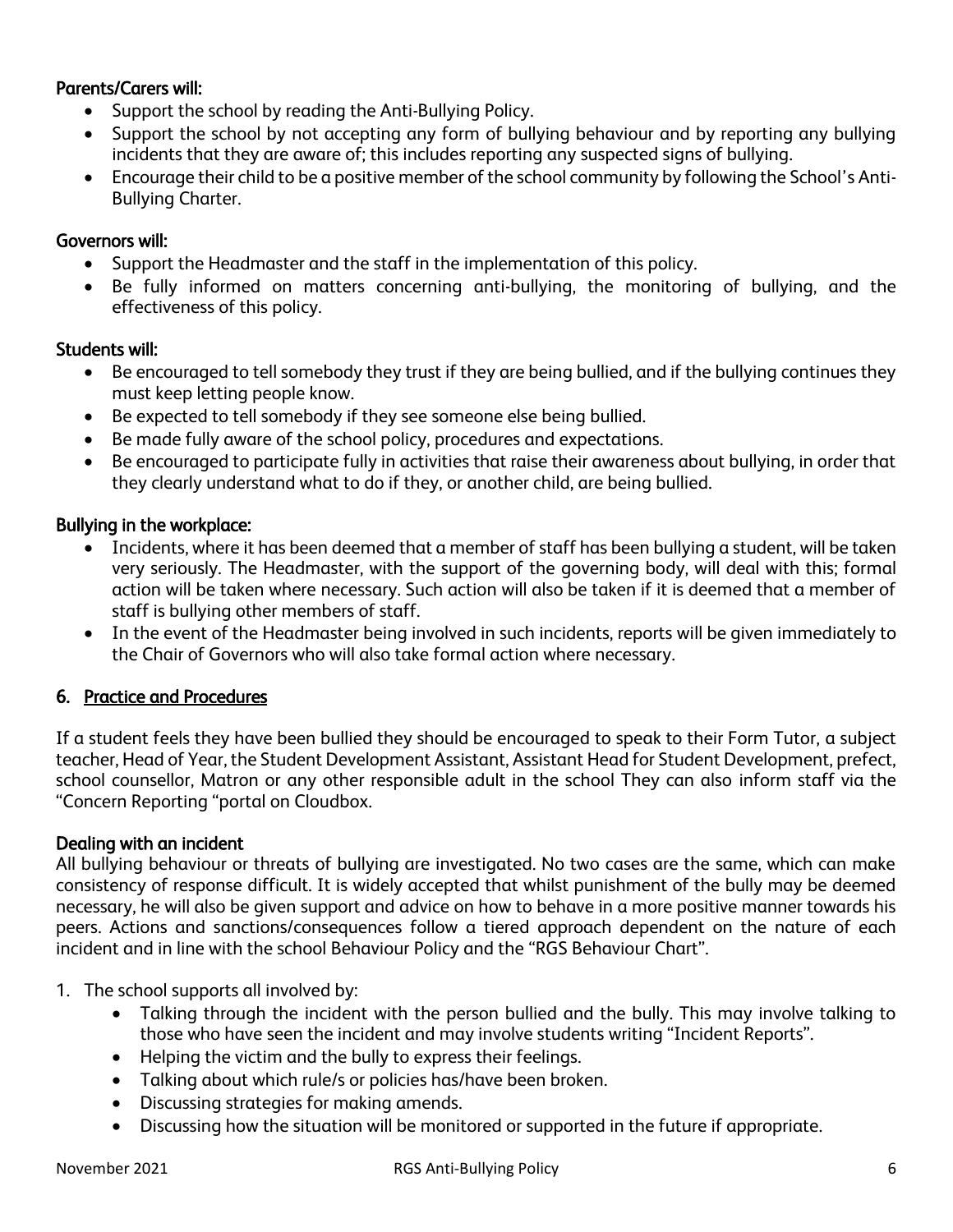**Parents/Carers will:**

- Support the school by reading the Anti-Bullying Policy.
- Support the school by not accepting any form of bullying behaviour and by reporting any bullying incidents that they are aware of; this includes reporting any suspected signs of bullying.
- Encourage their child to be a positive member of the school community by following the School's Anti-Bullying Charter.

**Governors will:**

- Support the Headmaster and the staff in the implementation of this policy.
- Be fully informed on matters concerning anti-bullying, the monitoring of bullying, and the effectiveness of this policy.

**Students will:**

- Be encouraged to tell somebody they trust if they are being bullied, and if the bullying continues they must keep letting people know.
- Be expected to tell somebody if they see someone else being bullied.
- Be made fully aware of the school policy, procedures and expectations.
- Be encouraged to participate fully in activities that raise their awareness about bullying, in order that they clearly understand what to do if they, or another child, are being bullied.

**Bullying in the workplace:**

- Incidents, where it has been deemed that a member of staff has been bullying a student, will be taken very seriously. The Headmaster, with the support of the governing body, will deal with this; formal action will be taken where necessary. Such action will also be taken if it is deemed that a member of staff is bullying other members of staff.
- In the event of the Headmaster being involved in such incidents, reports will be given immediately to the Chair of Governors who will also take formal action where necessary.

## 6. Practice and Procedures

If a student feels they have been bullied they should be encouraged to speak to their Form Tutor, a subject teacher, Head of Year, the Student Development Assistant, Assistant Head for Student Development, prefect, school counsellor, Matron or any other responsible adult in the school They can also inform staff via the "Concern Reporting "portal on Cloudbox.

**Dealing with an incident**

All bullying behaviour or threats of bullying are investigated. No two cases are the same, which can make consistency of response difficult. It is widely accepted that whilst punishment of the bully may be deemed necessary, he will also be given support and advice on how to behave in a more positive manner towards his peers. Actions and sanctions/consequences follow a tiered approach dependent on the nature of each incident and in line with the school Behaviour Policy and the "RGS Behaviour Chart".

1. The school supports all involved by:
   - Talking through the incident with the person bullied and the bully. This may involve talking to those who have seen the incident and may involve students writing "Incident Reports".
   - Helping the victim and the bully to express their feelings.
   - Talking about which rule/s or policies has/have been broken.
   - Discussing strategies for making amends.
   - Discussing how the situation will be monitored or supported in the future if appropriate.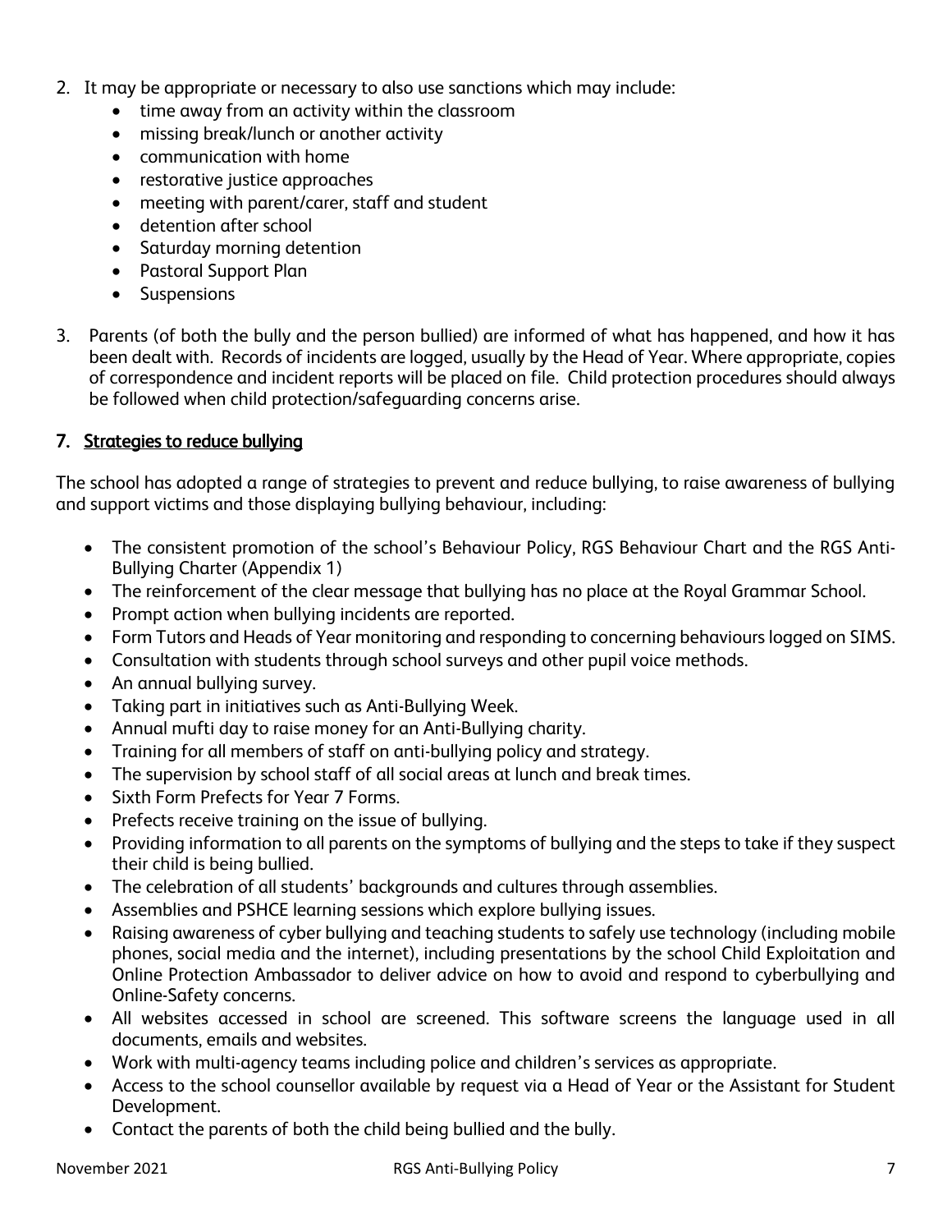2. It may be appropriate or necessary to also use sanctions which may include:
   - time away from an activity within the classroom
   - missing break/lunch or another activity
   - communication with home
   - restorative justice approaches
   - meeting with parent/carer, staff and student
   - detention after school
   - Saturday morning detention
   - Pastoral Support Plan
   - Suspensions

3. Parents (of both the bully and the person bullied) are informed of what has happened, and how it has been dealt with. Records of incidents are logged, usually by the Head of Year. Where appropriate, copies of correspondence and incident reports will be placed on file. Child protection procedures should always be followed when child protection/safeguarding concerns arise.

## 7. Strategies to reduce bullying

The school has adopted a range of strategies to prevent and reduce bullying, to raise awareness of bullying and support victims and those displaying bullying behaviour, including:

- The consistent promotion of the school's Behaviour Policy, RGS Behaviour Chart and the RGS Anti-Bullying Charter (Appendix 1)
- The reinforcement of the clear message that bullying has no place at the Royal Grammar School.
- Prompt action when bullying incidents are reported.
- Form Tutors and Heads of Year monitoring and responding to concerning behaviours logged on SIMS.
- Consultation with students through school surveys and other pupil voice methods.
- An annual bullying survey.
- Taking part in initiatives such as Anti-Bullying Week.
- Annual mufti day to raise money for an Anti-Bullying charity.
- Training for all members of staff on anti-bullying policy and strategy.
- The supervision by school staff of all social areas at lunch and break times.
- Sixth Form Prefects for Year 7 Forms.
- Prefects receive training on the issue of bullying.
- Providing information to all parents on the symptoms of bullying and the steps to take if they suspect their child is being bullied.
- The celebration of all students' backgrounds and cultures through assemblies.
- Assemblies and PSHCE learning sessions which explore bullying issues.
- Raising awareness of cyber bullying and teaching students to safely use technology (including mobile phones, social media and the internet), including presentations by the school Child Exploitation and Online Protection Ambassador to deliver advice on how to avoid and respond to cyberbullying and Online-Safety concerns.
- All websites accessed in school are screened. This software screens the language used in all documents, emails and websites.
- Work with multi-agency teams including police and children's services as appropriate.
- Access to the school counsellor available by request via a Head of Year or the Assistant for Student Development.
- Contact the parents of both the child being bullied and the bully.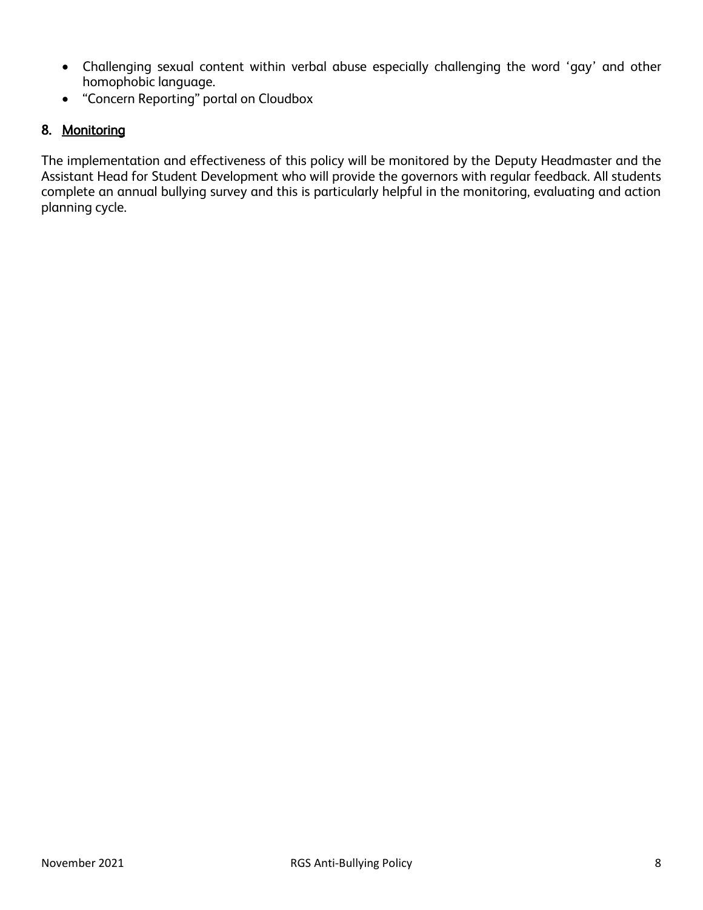- Challenging sexual content within verbal abuse especially challenging the word 'gay' and other homophobic language.
- "Concern Reporting" portal on Cloudbox

## 8. Monitoring

The implementation and effectiveness of this policy will be monitored by the Deputy Headmaster and the Assistant Head for Student Development who will provide the governors with regular feedback. All students complete an annual bullying survey and this is particularly helpful in the monitoring, evaluating and action planning cycle.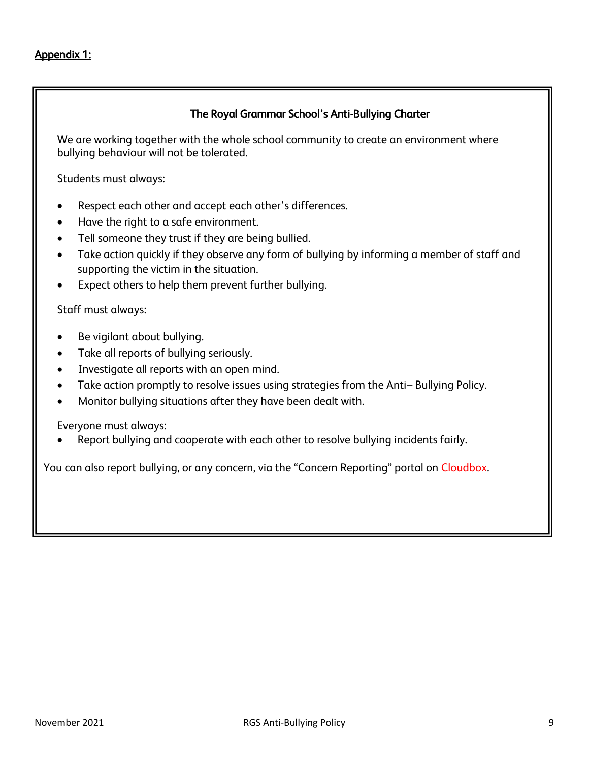**Appendix 1:**

### The Royal Grammar School's Anti-Bullying Charter

We are working together with the whole school community to create an environment where bullying behaviour will not be tolerated.

Students must always:

- Respect each other and accept each other's differences.
- Have the right to a safe environment.
- Tell someone they trust if they are being bullied.
- Take action quickly if they observe any form of bullying by informing a member of staff and supporting the victim in the situation.
- Expect others to help them prevent further bullying.

Staff must always:

- Be vigilant about bullying.
- Take all reports of bullying seriously.
- Investigate all reports with an open mind.
- Take action promptly to resolve issues using strategies from the Anti– Bullying Policy.
- Monitor bullying situations after they have been dealt with.

Everyone must always:

- Report bullying and cooperate with each other to resolve bullying incidents fairly.

You can also report bullying, or any concern, via the "Concern Reporting" portal on Cloudbox.